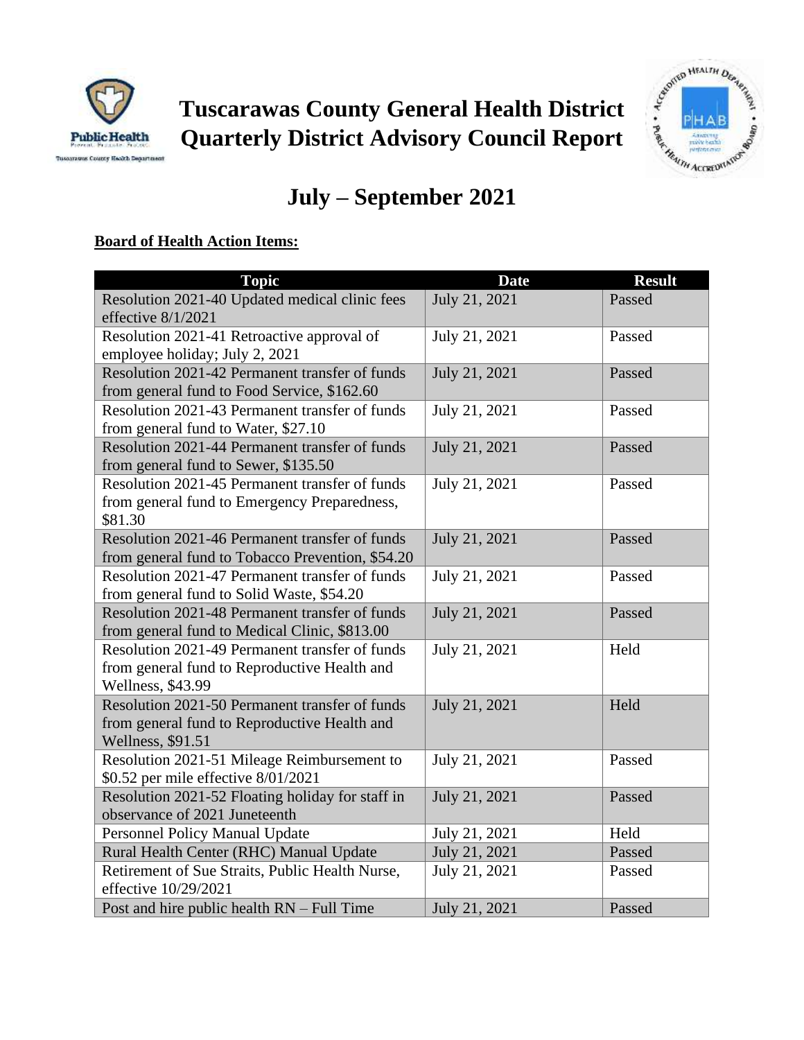# Tuscarawas County General Health District Quarterly District Advisory Council Report

## July – September 2021

**Board of Health Action Items:**

| Topic | Date | Result |
|---|---|---|
| Resolution 2021-40 Updated medical clinic fees effective 8/1/2021 | July 21, 2021 | Passed |
| Resolution 2021-41 Retroactive approval of employee holiday; July 2, 2021 | July 21, 2021 | Passed |
| Resolution 2021-42 Permanent transfer of funds from general fund to Food Service, $162.60 | July 21, 2021 | Passed |
| Resolution 2021-43 Permanent transfer of funds from general fund to Water, $27.10 | July 21, 2021 | Passed |
| Resolution 2021-44 Permanent transfer of funds from general fund to Sewer, $135.50 | July 21, 2021 | Passed |
| Resolution 2021-45 Permanent transfer of funds from general fund to Emergency Preparedness, $81.30 | July 21, 2021 | Passed |
| Resolution 2021-46 Permanent transfer of funds from general fund to Tobacco Prevention, $54.20 | July 21, 2021 | Passed |
| Resolution 2021-47 Permanent transfer of funds from general fund to Solid Waste, $54.20 | July 21, 2021 | Passed |
| Resolution 2021-48 Permanent transfer of funds from general fund to Medical Clinic, $813.00 | July 21, 2021 | Passed |
| Resolution 2021-49 Permanent transfer of funds from general fund to Reproductive Health and Wellness, $43.99 | July 21, 2021 | Held |
| Resolution 2021-50 Permanent transfer of funds from general fund to Reproductive Health and Wellness, $91.51 | July 21, 2021 | Held |
| Resolution 2021-51 Mileage Reimbursement to $0.52 per mile effective 8/01/2021 | July 21, 2021 | Passed |
| Resolution 2021-52 Floating holiday for staff in observance of 2021 Juneteenth | July 21, 2021 | Passed |
| Personnel Policy Manual Update | July 21, 2021 | Held |
| Rural Health Center (RHC) Manual Update | July 21, 2021 | Passed |
| Retirement of Sue Straits, Public Health Nurse, effective 10/29/2021 | July 21, 2021 | Passed |
| Post and hire public health RN – Full Time | July 21, 2021 | Passed |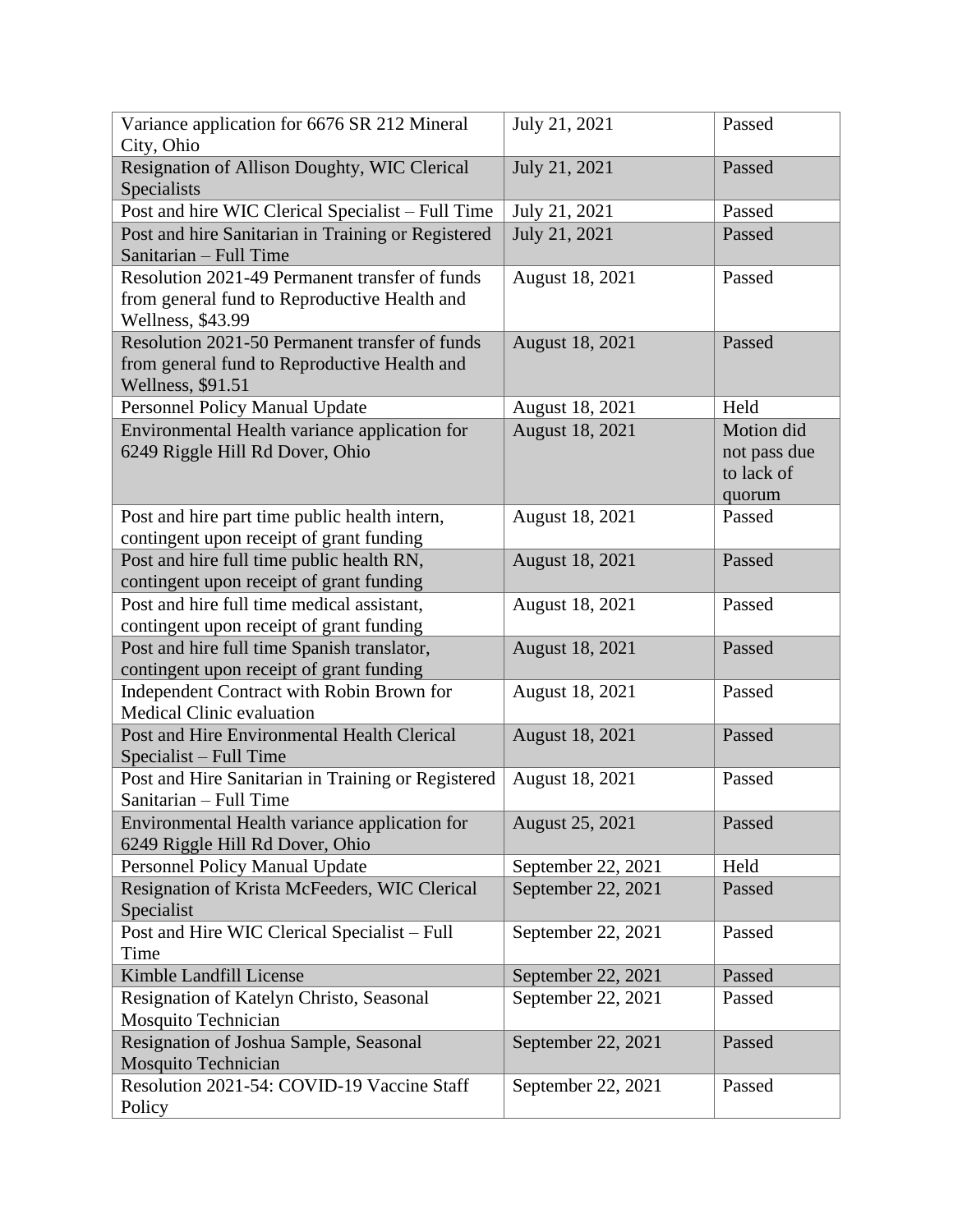| | | |
|---|---|---|
| Variance application for 6676 SR 212 Mineral City, Ohio | July 21, 2021 | Passed |
| Resignation of Allison Doughty, WIC Clerical Specialists | July 21, 2021 | Passed |
| Post and hire WIC Clerical Specialist – Full Time | July 21, 2021 | Passed |
| Post and hire Sanitarian in Training or Registered Sanitarian – Full Time | July 21, 2021 | Passed |
| Resolution 2021-49 Permanent transfer of funds from general fund to Reproductive Health and Wellness, $43.99 | August 18, 2021 | Passed |
| Resolution 2021-50 Permanent transfer of funds from general fund to Reproductive Health and Wellness, $91.51 | August 18, 2021 | Passed |
| Personnel Policy Manual Update | August 18, 2021 | Held |
| Environmental Health variance application for 6249 Riggle Hill Rd Dover, Ohio | August 18, 2021 | Motion did not pass due to lack of quorum |
| Post and hire part time public health intern, contingent upon receipt of grant funding | August 18, 2021 | Passed |
| Post and hire full time public health RN, contingent upon receipt of grant funding | August 18, 2021 | Passed |
| Post and hire full time medical assistant, contingent upon receipt of grant funding | August 18, 2021 | Passed |
| Post and hire full time Spanish translator, contingent upon receipt of grant funding | August 18, 2021 | Passed |
| Independent Contract with Robin Brown for Medical Clinic evaluation | August 18, 2021 | Passed |
| Post and Hire Environmental Health Clerical Specialist – Full Time | August 18, 2021 | Passed |
| Post and Hire Sanitarian in Training or Registered Sanitarian – Full Time | August 18, 2021 | Passed |
| Environmental Health variance application for 6249 Riggle Hill Rd Dover, Ohio | August 25, 2021 | Passed |
| Personnel Policy Manual Update | September 22, 2021 | Held |
| Resignation of Krista McFeeders, WIC Clerical Specialist | September 22, 2021 | Passed |
| Post and Hire WIC Clerical Specialist – Full Time | September 22, 2021 | Passed |
| Kimble Landfill License | September 22, 2021 | Passed |
| Resignation of Katelyn Christo, Seasonal Mosquito Technician | September 22, 2021 | Passed |
| Resignation of Joshua Sample, Seasonal Mosquito Technician | September 22, 2021 | Passed |
| Resolution 2021-54: COVID-19 Vaccine Staff Policy | September 22, 2021 | Passed |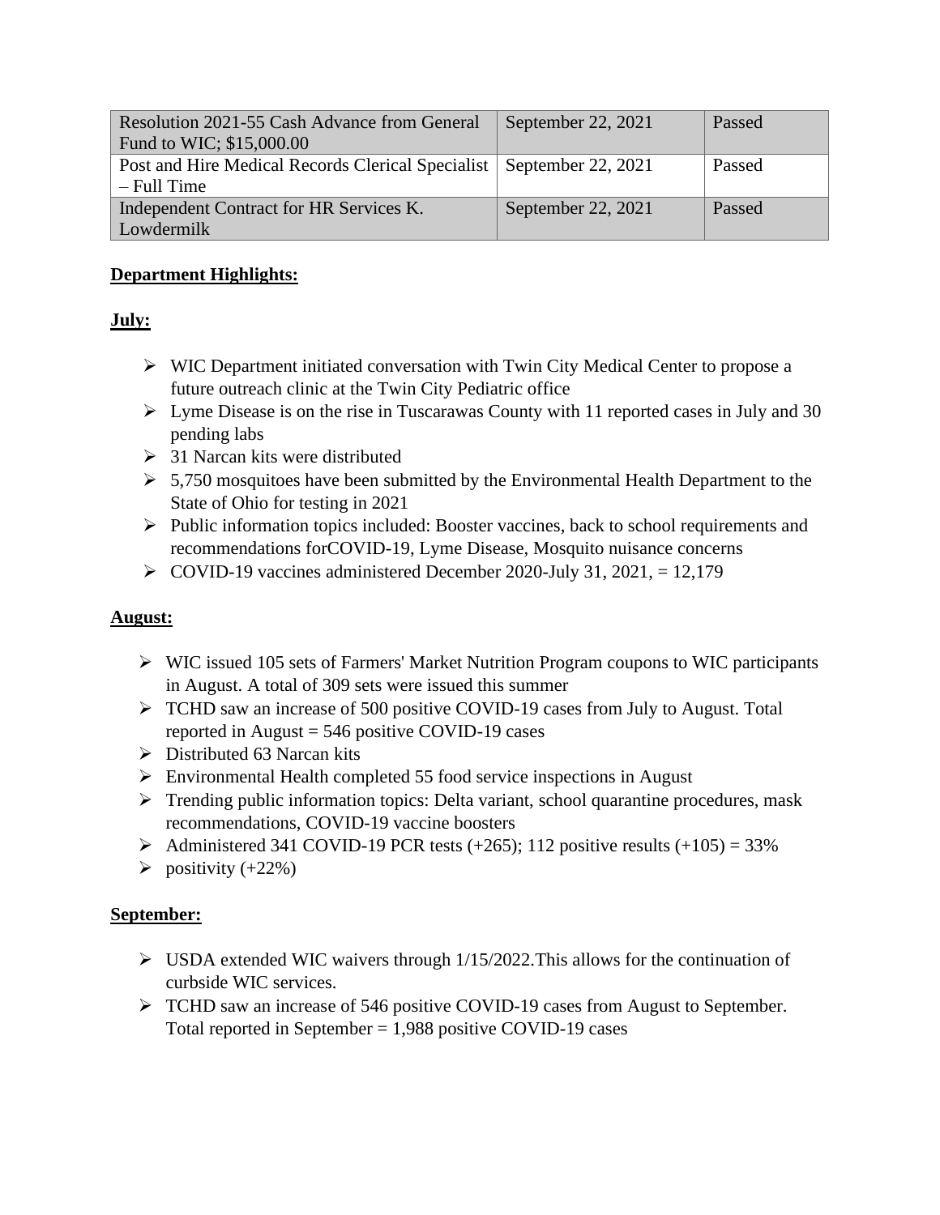| Resolution 2021-55 Cash Advance from General Fund to WIC; $15,000.00 | September 22, 2021 | Passed |
| --- | --- | --- |
| Post and Hire Medical Records Clerical Specialist – Full Time | September 22, 2021 | Passed |
| Independent Contract for HR Services K. Lowdermilk | September 22, 2021 | Passed |

**Department Highlights:**

**July:**

- WIC Department initiated conversation with Twin City Medical Center to propose a future outreach clinic at the Twin City Pediatric office
- Lyme Disease is on the rise in Tuscarawas County with 11 reported cases in July and 30 pending labs
- 31 Narcan kits were distributed
- 5,750 mosquitoes have been submitted by the Environmental Health Department to the State of Ohio for testing in 2021
- Public information topics included: Booster vaccines, back to school requirements and recommendations forCOVID-19, Lyme Disease, Mosquito nuisance concerns
- COVID-19 vaccines administered December 2020-July 31, 2021, = 12,179

**August:**

- WIC issued 105 sets of Farmers' Market Nutrition Program coupons to WIC participants in August. A total of 309 sets were issued this summer
- TCHD saw an increase of 500 positive COVID-19 cases from July to August. Total reported in August = 546 positive COVID-19 cases
- Distributed 63 Narcan kits
- Environmental Health completed 55 food service inspections in August
- Trending public information topics: Delta variant, school quarantine procedures, mask recommendations, COVID-19 vaccine boosters
- Administered 341 COVID-19 PCR tests (+265); 112 positive results (+105) = 33%
- positivity (+22%)

**September:**

- USDA extended WIC waivers through 1/15/2022.This allows for the continuation of curbside WIC services.
- TCHD saw an increase of 546 positive COVID-19 cases from August to September. Total reported in September = 1,988 positive COVID-19 cases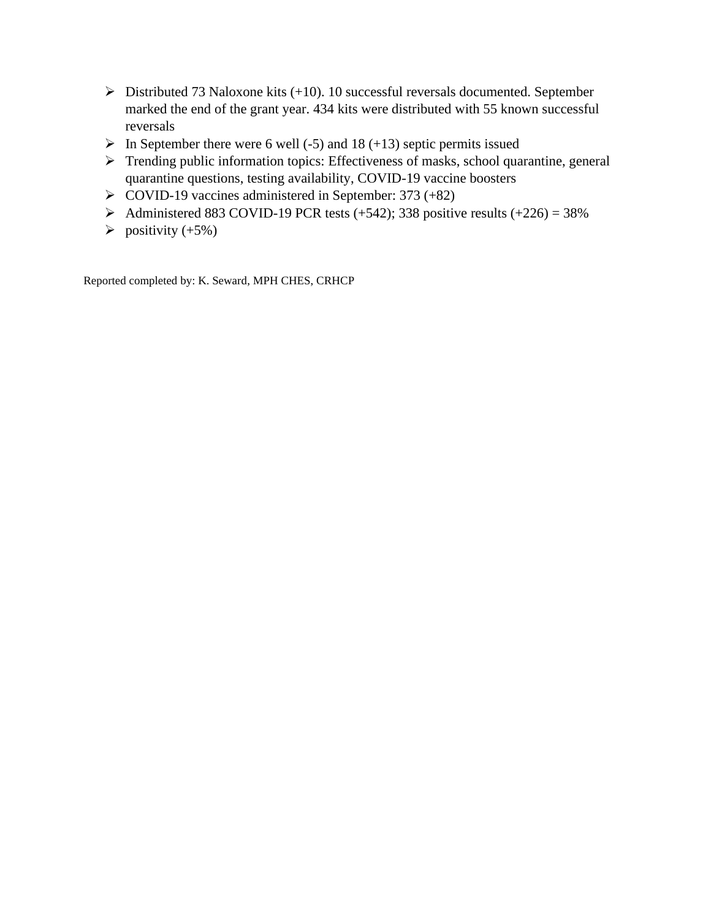- Distributed 73 Naloxone kits (+10). 10 successful reversals documented. September marked the end of the grant year. 434 kits were distributed with 55 known successful reversals
- In September there were 6 well (-5) and 18 (+13) septic permits issued
- Trending public information topics: Effectiveness of masks, school quarantine, general quarantine questions, testing availability, COVID-19 vaccine boosters
- COVID-19 vaccines administered in September: 373 (+82)
- Administered 883 COVID-19 PCR tests (+542); 338 positive results (+226) = 38%
- positivity (+5%)

Reported completed by: K. Seward, MPH CHES, CRHCP